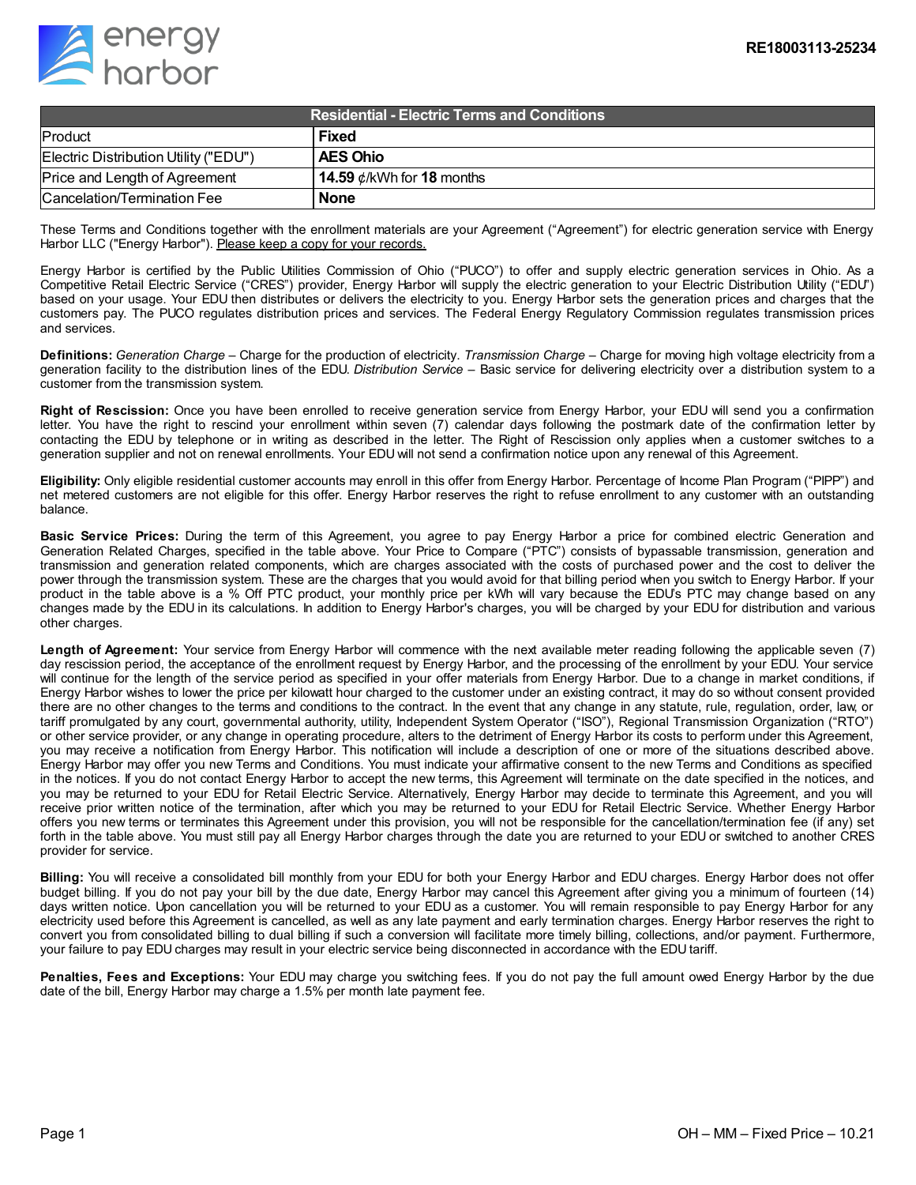RE18003113-25234

| Residential - Electric Terms and Conditions | |
|---|---|
| Product | **Fixed** |
| Electric Distribution Utility ("EDU") | **AES Ohio** |
| Price and Length of Agreement | **14.59** ¢/kWh for **18** months |
| Cancelation/Termination Fee | **None** |

These Terms and Conditions together with the enrollment materials are your Agreement ("Agreement") for electric generation service with Energy Harbor LLC ("Energy Harbor"). Please keep a copy for your records.

Energy Harbor is certified by the Public Utilities Commission of Ohio ("PUCO") to offer and supply electric generation services in Ohio. As a Competitive Retail Electric Service ("CRES") provider, Energy Harbor will supply the electric generation to your Electric Distribution Utility ("EDU") based on your usage. Your EDU then distributes or delivers the electricity to you. Energy Harbor sets the generation prices and charges that the customers pay. The PUCO regulates distribution prices and services. The Federal Energy Regulatory Commission regulates transmission prices and services.

**Definitions:** *Generation Charge* – Charge for the production of electricity. *Transmission Charge* – Charge for moving high voltage electricity from a generation facility to the distribution lines of the EDU. *Distribution Service* – Basic service for delivering electricity over a distribution system to a customer from the transmission system.

**Right of Rescission:** Once you have been enrolled to receive generation service from Energy Harbor, your EDU will send you a confirmation letter. You have the right to rescind your enrollment within seven (7) calendar days following the postmark date of the confirmation letter by contacting the EDU by telephone or in writing as described in the letter. The Right of Rescission only applies when a customer switches to a generation supplier and not on renewal enrollments. Your EDU will not send a confirmation notice upon any renewal of this Agreement.

**Eligibility:** Only eligible residential customer accounts may enroll in this offer from Energy Harbor. Percentage of Income Plan Program ("PIPP") and net metered customers are not eligible for this offer. Energy Harbor reserves the right to refuse enrollment to any customer with an outstanding balance.

**Basic Service Prices:** During the term of this Agreement, you agree to pay Energy Harbor a price for combined electric Generation and Generation Related Charges, specified in the table above. Your Price to Compare ("PTC") consists of bypassable transmission, generation and transmission and generation related components, which are charges associated with the costs of purchased power and the cost to deliver the power through the transmission system. These are the charges that you would avoid for that billing period when you switch to Energy Harbor. If your product in the table above is a % Off PTC product, your monthly price per kWh will vary because the EDU's PTC may change based on any changes made by the EDU in its calculations. In addition to Energy Harbor's charges, you will be charged by your EDU for distribution and various other charges.

**Length of Agreement:** Your service from Energy Harbor will commence with the next available meter reading following the applicable seven (7) day rescission period, the acceptance of the enrollment request by Energy Harbor, and the processing of the enrollment by your EDU. Your service will continue for the length of the service period as specified in your offer materials from Energy Harbor. Due to a change in market conditions, if Energy Harbor wishes to lower the price per kilowatt hour charged to the customer under an existing contract, it may do so without consent provided there are no other changes to the terms and conditions to the contract. In the event that any change in any statute, rule, regulation, order, law, or tariff promulgated by any court, governmental authority, utility, Independent System Operator ("ISO"), Regional Transmission Organization ("RTO") or other service provider, or any change in operating procedure, alters to the detriment of Energy Harbor its costs to perform under this Agreement, you may receive a notification from Energy Harbor. This notification will include a description of one or more of the situations described above. Energy Harbor may offer you new Terms and Conditions. You must indicate your affirmative consent to the new Terms and Conditions as specified in the notices. If you do not contact Energy Harbor to accept the new terms, this Agreement will terminate on the date specified in the notices, and you may be returned to your EDU for Retail Electric Service. Alternatively, Energy Harbor may decide to terminate this Agreement, and you will receive prior written notice of the termination, after which you may be returned to your EDU for Retail Electric Service. Whether Energy Harbor offers you new terms or terminates this Agreement under this provision, you will not be responsible for the cancellation/termination fee (if any) set forth in the table above. You must still pay all Energy Harbor charges through the date you are returned to your EDU or switched to another CRES provider for service.

**Billing:** You will receive a consolidated bill monthly from your EDU for both your Energy Harbor and EDU charges. Energy Harbor does not offer budget billing. If you do not pay your bill by the due date, Energy Harbor may cancel this Agreement after giving you a minimum of fourteen (14) days written notice. Upon cancellation you will be returned to your EDU as a customer. You will remain responsible to pay Energy Harbor for any electricity used before this Agreement is cancelled, as well as any late payment and early termination charges. Energy Harbor reserves the right to convert you from consolidated billing to dual billing if such a conversion will facilitate more timely billing, collections, and/or payment. Furthermore, your failure to pay EDU charges may result in your electric service being disconnected in accordance with the EDU tariff.

**Penalties, Fees and Exceptions:** Your EDU may charge you switching fees. If you do not pay the full amount owed Energy Harbor by the due date of the bill, Energy Harbor may charge a 1.5% per month late payment fee.

OH – MM – Fixed Price – 10.21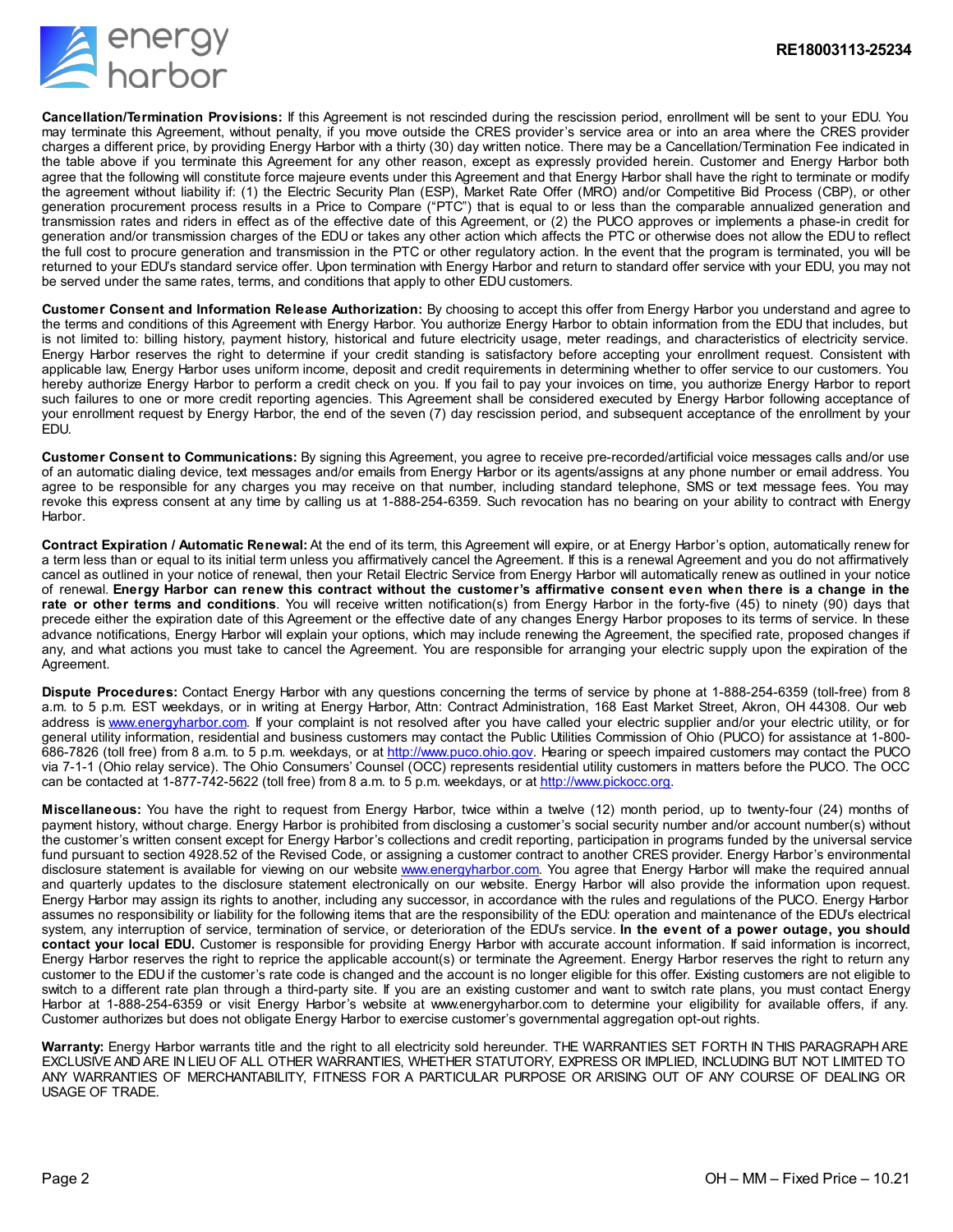**Cancellation/Termination Provisions:** If this Agreement is not rescinded during the rescission period, enrollment will be sent to your EDU. You may terminate this Agreement, without penalty, if you move outside the CRES provider's service area or into an area where the CRES provider charges a different price, by providing Energy Harbor with a thirty (30) day written notice. There may be a Cancellation/Termination Fee indicated in the table above if you terminate this Agreement for any other reason, except as expressly provided herein. Customer and Energy Harbor both agree that the following will constitute force majeure events under this Agreement and that Energy Harbor shall have the right to terminate or modify the agreement without liability if: (1) the Electric Security Plan (ESP), Market Rate Offer (MRO) and/or Competitive Bid Process (CBP), or other generation procurement process results in a Price to Compare ("PTC") that is equal to or less than the comparable annualized generation and transmission rates and riders in effect as of the effective date of this Agreement, or (2) the PUCO approves or implements a phase-in credit for generation and/or transmission charges of the EDU or takes any other action which affects the PTC or otherwise does not allow the EDU to reflect the full cost to procure generation and transmission in the PTC or other regulatory action. In the event that the program is terminated, you will be returned to your EDU's standard service offer. Upon termination with Energy Harbor and return to standard offer service with your EDU, you may not be served under the same rates, terms, and conditions that apply to other EDU customers.

**Customer Consent and Information Release Authorization:** By choosing to accept this offer from Energy Harbor you understand and agree to the terms and conditions of this Agreement with Energy Harbor. You authorize Energy Harbor to obtain information from the EDU that includes, but is not limited to: billing history, payment history, historical and future usage, meter readings, and characteristics of electricity service. Energy Harbor reserves the right to determine if your credit standing is satisfactory before accepting your enrollment request. Consistent with applicable law, Energy Harbor uses uniform income, deposit and credit requirements in determining whether to offer service to our customers. You hereby authorize Energy Harbor to perform a credit check on you. If you fail to pay your invoices on time, you authorize Energy Harbor to report such failures to one or more credit reporting agencies. This Agreement shall be considered executed by Energy Harbor following acceptance of your enrollment request by Energy Harbor, the end of the seven (7) day rescission period, and subsequent acceptance of the enrollment by your EDU.

**Customer Consent to Communications:** By signing this Agreement, you agree to receive pre-recorded/artificial voice messages calls and/or use of an automatic dialing device, text messages and/or emails from Energy Harbor or its agents/assigns at any phone number or email address. You agree to be responsible for any charges you may receive on that number, including standard telephone, SMS or text message fees. You may revoke this express consent at any time by calling us at 1-888-254-6359. Such revocation has no bearing on your ability to contract with Energy Harbor.

**Contract Expiration / Automatic Renewal:** At the end of its term, this Agreement will expire, or at Energy Harbor's option, automatically renew for a term less than or equal to its initial term unless you affirmatively cancel the Agreement. If this is a renewal Agreement and you do not affirmatively cancel as outlined in your notice of renewal, then your Retail Electric Service from Energy Harbor will automatically renew as outlined in your notice of renewal. **Energy Harbor can renew this contract without the customer's affirmative consent even when there is a change in the rate or other terms and conditions**. You will receive written notification(s) from Energy Harbor in the forty-five (45) to ninety (90) days that precede either the expiration date of this Agreement or the effective date of any changes Energy Harbor proposes to its terms of service. In these advance notifications, Energy Harbor will explain your options, which may include renewing the Agreement, the specified rate, proposed changes if any, and what actions you must take to cancel the Agreement. You are responsible for arranging your electric supply upon the expiration of the Agreement.

**Dispute Procedures:** Contact Energy Harbor with any questions concerning the terms of service by phone at 1-888-254-6359 (toll-free) from 8 a.m. to 5 p.m. EST weekdays, or in writing at Energy Harbor, Attn: Contract Administration, 168 East Market Street, Akron, OH 44308. Our web address is www.energyharbor.com. If your complaint is not resolved after you have called your electric supplier and/or your electric utility, or for general utility information, residential and business customers may contact the Public Utilities Commission of Ohio (PUCO) for assistance at 1-800-686-7826 (toll free) from 8 a.m. to 5 p.m. weekdays, or at http://www.puco.ohio.gov. Hearing or speech impaired customers may contact the PUCO via 7-1-1 (Ohio relay service). The Ohio Consumers' Counsel (OCC) represents residential utility customers in matters before the PUCO. The OCC can be contacted at 1-877-742-5622 (toll free) from 8 a.m. to 5 p.m. weekdays, or at http://www.pickocc.org.

**Miscellaneous:** You have the right to request from Energy Harbor, twice within a twelve (12) month period, up to twenty-four (24) months of payment history, without charge. Energy Harbor is prohibited from disclosing a customer's social security number and/or account number(s) without the customer's written consent except for Energy Harbor's collections and credit reporting, participation in programs funded by the universal service fund pursuant to section 4928.52 of the Revised Code, or assigning a customer contract to another CRES provider. Energy Harbor's environmental disclosure statement is available for viewing on our website www.energyharbor.com. You agree that Energy Harbor will make the required annual and quarterly updates to the disclosure statement electronically on our website. Energy Harbor will also provide the information upon request. Energy Harbor may assign its rights to another, including any successor, in accordance with the rules and regulations of the PUCO. Energy Harbor assumes no responsibility or liability for the following items that are the responsibility of the EDU: operation and maintenance of the EDU's electrical system, any interruption of service, termination of service, or deterioration of the EDU's service. **In the event of a power outage, you should contact your local EDU.** Customer is responsible for providing Energy Harbor with accurate account information. If said information is incorrect, Energy Harbor reserves the right to reprice the applicable account(s) or terminate the Agreement. Energy Harbor reserves the right to return any customer to the EDU if the customer's rate code is changed and the account is no longer eligible for this offer. Existing customers are not eligible to switch to a different rate plan through a third-party site. If you are an existing customer and want to switch rate plans, you must contact Energy Harbor at 1-888-254-6359 or visit Energy Harbor's website at www.energyharbor.com to determine your eligibility for available offers, if any. Customer authorizes but does not obligate Energy Harbor to exercise customer's governmental aggregation opt-out rights.

**Warranty:** Energy Harbor warrants title and the right to all electricity sold hereunder. THE WARRANTIES SET FORTH IN THIS PARAGRAPH ARE EXCLUSIVE AND ARE IN LIEU OF ALL OTHER WARRANTIES, WHETHER STATUTORY, EXPRESS OR IMPLIED, INCLUDING BUT NOT LIMITED TO ANY WARRANTIES OF MERCHANTABILITY, FITNESS FOR A PARTICULAR PURPOSE OR ARISING OUT OF ANY COURSE OF DEALING OR USAGE OF TRADE.